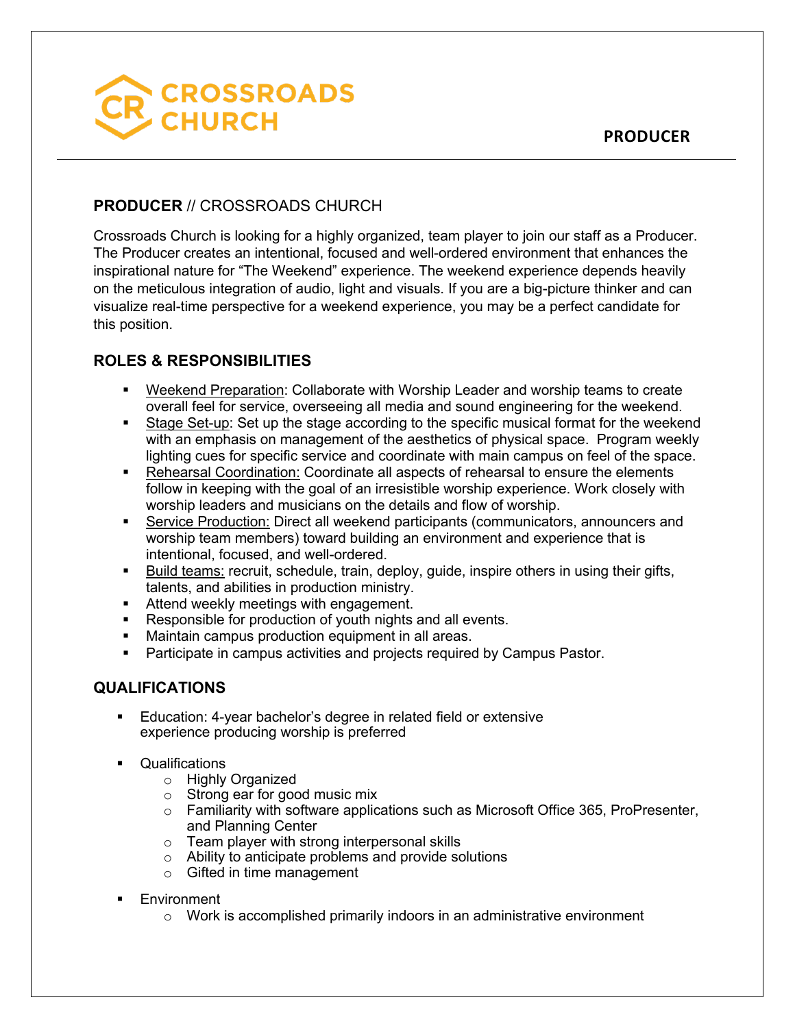CROSSROADS CHURCH

**PRODUCER**

**PRODUCER** // CROSSROADS CHURCH

Crossroads Church is looking for a highly organized, team player to join our staff as a Producer. The Producer creates an intentional, focused and well-ordered environment that enhances the inspirational nature for "The Weekend" experience. The weekend experience depends heavily on the meticulous integration of audio, light and visuals. If you are a big-picture thinker and can visualize real-time perspective for a weekend experience, you may be a perfect candidate for this position.

## ROLES & RESPONSIBILITIES

- Weekend Preparation: Collaborate with Worship Leader and worship teams to create overall feel for service, overseeing all media and sound engineering for the weekend.
- Stage Set-up: Set up the stage according to the specific musical format for the weekend with an emphasis on management of the aesthetics of physical space. Program weekly lighting cues for specific service and coordinate with main campus on feel of the space.
- Rehearsal Coordination: Coordinate all aspects of rehearsal to ensure the elements follow in keeping with the goal of an irresistible worship experience. Work closely with worship leaders and musicians on the details and flow of worship.
- Service Production: Direct all weekend participants (communicators, announcers and worship team members) toward building an environment and experience that is intentional, focused, and well-ordered.
- Build teams: recruit, schedule, train, deploy, guide, inspire others in using their gifts, talents, and abilities in production ministry.
- Attend weekly meetings with engagement.
- Responsible for production of youth nights and all events.
- Maintain campus production equipment in all areas.
- Participate in campus activities and projects required by Campus Pastor.

## QUALIFICATIONS

- Education: 4-year bachelor's degree in related field or extensive experience producing worship is preferred
- Qualifications
    - Highly Organized
    - Strong ear for good music mix
    - Familiarity with software applications such as Microsoft Office 365, ProPresenter, and Planning Center
    - Team player with strong interpersonal skills
    - Ability to anticipate problems and provide solutions
    - Gifted in time management
- Environment
    - Work is accomplished primarily indoors in an administrative environment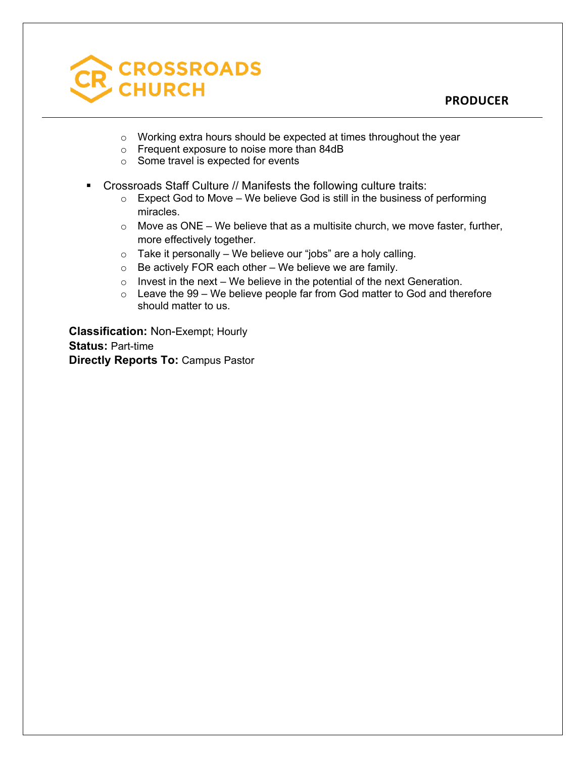- Working extra hours should be expected at times throughout the year
- Frequent exposure to noise more than 84dB
- Some travel is expected for events

- Crossroads Staff Culture // Manifests the following culture traits:
  - Expect God to Move – We believe God is still in the business of performing miracles.
  - Move as ONE – We believe that as a multisite church, we move faster, further, more effectively together.
  - Take it personally – We believe our "jobs" are a holy calling.
  - Be actively FOR each other – We believe we are family.
  - Invest in the next – We believe in the potential of the next Generation.
  - Leave the 99 – We believe people far from God matter to God and therefore should matter to us.

**Classification:** Non-Exempt; Hourly
**Status:** Part-time
**Directly Reports To:** Campus Pastor